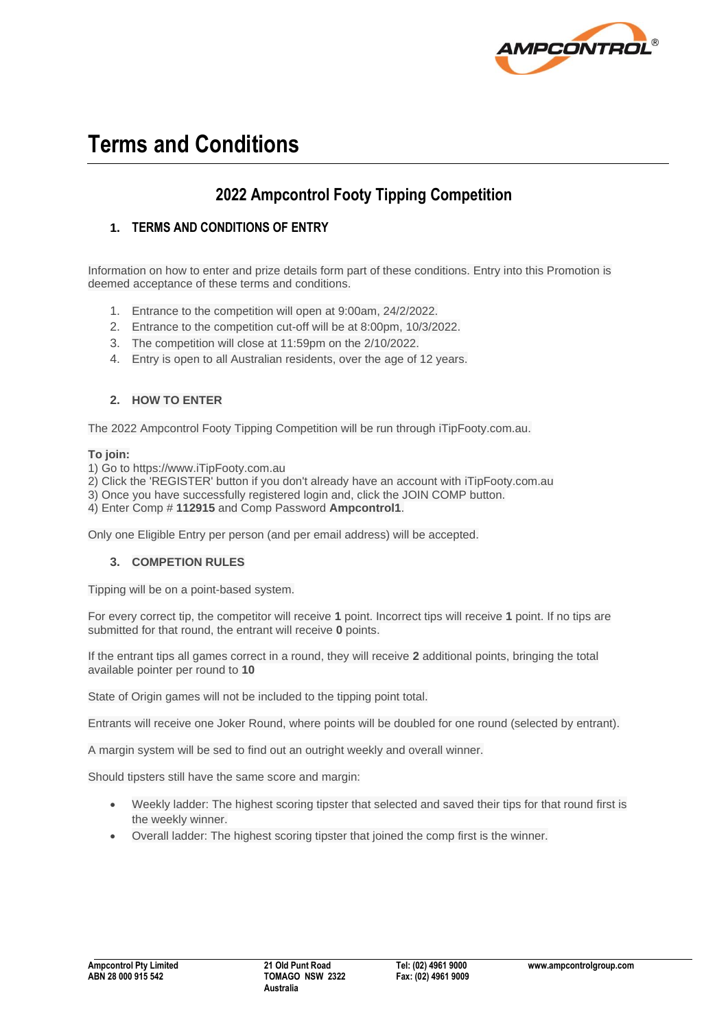# Terms and Conditions

## 2022 Ampcontrol Footy Tipping Competition

### 1. TERMS AND CONDITIONS OF ENTRY

Information on how to enter and prize details form part of these conditions. Entry into this Promotion is deemed acceptance of these terms and conditions.

1. Entrance to the competition will open at 9:00am, 24/2/2022.
2. Entrance to the competition cut-off will be at 8:00pm, 10/3/2022.
3. The competition will close at 11:59pm on the 2/10/2022.
4. Entry is open to all Australian residents, over the age of 12 years.

### 2. HOW TO ENTER

The 2022 Ampcontrol Footy Tipping Competition will be run through iTipFooty.com.au.

**To join:**
1) Go to https://www.iTipFooty.com.au
2) Click the 'REGISTER' button if you don't already have an account with iTipFooty.com.au
3) Once you have successfully registered login and, click the JOIN COMP button.
4) Enter Comp # **112915** and Comp Password **Ampcontrol1**.

Only one Eligible Entry per person (and per email address) will be accepted.

### 3. COMPETION RULES

Tipping will be on a point-based system.

For every correct tip, the competitor will receive **1** point. Incorrect tips will receive **1** point. If no tips are submitted for that round, the entrant will receive **0** points.

If the entrant tips all games correct in a round, they will receive **2** additional points, bringing the total available pointer per round to **10**

State of Origin games will not be included to the tipping point total.

Entrants will receive one Joker Round, where points will be doubled for one round (selected by entrant).

A margin system will be sed to find out an outright weekly and overall winner.

Should tipsters still have the same score and margin:

- Weekly ladder: The highest scoring tipster that selected and saved their tips for that round first is the weekly winner.
- Overall ladder: The highest scoring tipster that joined the comp first is the winner.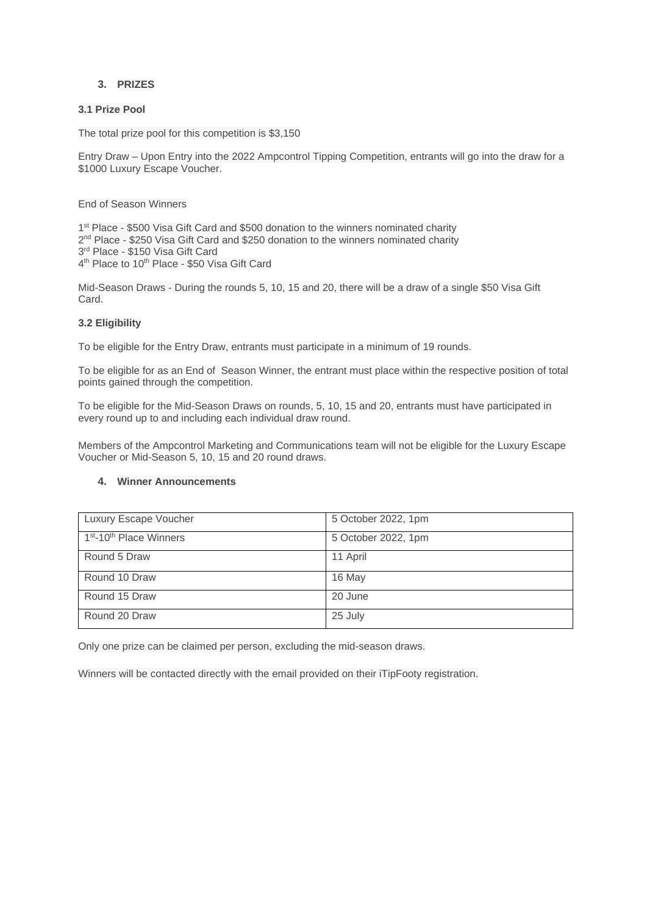## 3. PRIZES

### 3.1 Prize Pool

The total prize pool for this competition is $3,150

Entry Draw – Upon Entry into the 2022 Ampcontrol Tipping Competition, entrants will go into the draw for a $1000 Luxury Escape Voucher.

End of Season Winners

1st Place - $500 Visa Gift Card and $500 donation to the winners nominated charity
2nd Place - $250 Visa Gift Card and $250 donation to the winners nominated charity
3rd Place - $150 Visa Gift Card
4th Place to 10th Place - $50 Visa Gift Card

Mid-Season Draws - During the rounds 5, 10, 15 and 20, there will be a draw of a single $50 Visa Gift Card.

### 3.2 Eligibility

To be eligible for the Entry Draw, entrants must participate in a minimum of 19 rounds.

To be eligible for as an End of Season Winner, the entrant must place within the respective position of total points gained through the competition.

To be eligible for the Mid-Season Draws on rounds, 5, 10, 15 and 20, entrants must have participated in every round up to and including each individual draw round.

Members of the Ampcontrol Marketing and Communications team will not be eligible for the Luxury Escape Voucher or Mid-Season 5, 10, 15 and 20 round draws.

## 4. Winner Announcements

| | |
|---|---|
| Luxury Escape Voucher | 5 October 2022, 1pm |
| 1st-10th Place Winners | 5 October 2022, 1pm |
| Round 5 Draw | 11 April |
| Round 10 Draw | 16 May |
| Round 15 Draw | 20 June |
| Round 20 Draw | 25 July |

Only one prize can be claimed per person, excluding the mid-season draws.

Winners will be contacted directly with the email provided on their iTipFooty registration.